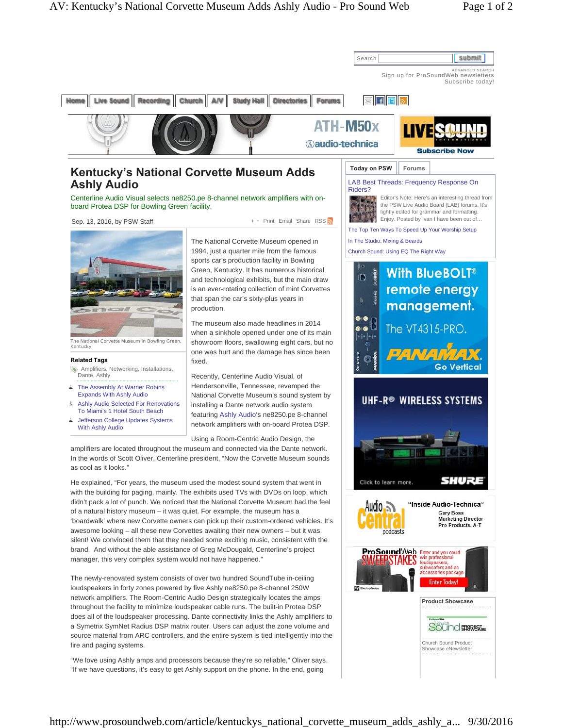# Kentucky's National Corvette Museum Adds Ashly Audio

Centerline Audio Visual selects ne8250.pe 8-channel network amplifiers with on-board Protea DSP for Bowling Green facility.

Sep. 13, 2016, by PSW Staff

The National Corvette Museum in Bowling Green, Kentucky

**Related Tags**

Amplifiers, Networking, Installations, Dante, Ashly

- The Assembly At Warner Robins Expands With Ashly Audio
- Ashly Audio Selected For Renovations To Miami's 1 Hotel South Beach
- Jefferson College Updates Systems With Ashly Audio

The National Corvette Museum opened in 1994, just a quarter mile from the famous sports car's production facility in Bowling Green, Kentucky. It has numerous historical and technological exhibits, but the main draw is an ever-rotating collection of mint Corvettes that span the car's sixty-plus years in production.

The museum also made headlines in 2014 when a sinkhole opened under one of its main showroom floors, swallowing eight cars, but no one was hurt and the damage has since been fixed.

Recently, Centerline Audio Visual, of Hendersonville, Tennessee, revamped the National Corvette Museum's sound system by installing a Dante network audio system featuring Ashly Audio's ne8250.pe 8-channel network amplifiers with on-board Protea DSP.

Using a Room-Centric Audio Design, the amplifiers are located throughout the museum and connected via the Dante network. In the words of Scott Oliver, Centerline president, "Now the Corvette Museum sounds as cool as it looks."

He explained, "For years, the museum used the modest sound system that went in with the building for paging, mainly. The exhibits used TVs with DVDs on loop, which didn't pack a lot of punch. We noticed that the National Corvette Museum had the feel of a natural history museum – it was quiet. For example, the museum has a 'boardwalk' where new Corvette owners can pick up their custom-ordered vehicles. It's awesome looking – all these new Corvettes awaiting their new owners – but it was silent! We convinced them that they needed some exciting music, consistent with the brand. And without the able assistance of Greg McDougald, Centerline's project manager, this very complex system would not have happened."

The newly-renovated system consists of over two hundred SoundTube in-ceiling loudspeakers in forty zones powered by five Ashly ne8250.pe 8-channel 250W network amplifiers. The Room-Centric Audio Design strategically locates the amps throughout the facility to minimize loudspeaker cable runs. The built-in Protea DSP does all of the loudspeaker processing. Dante connectivity links the Ashly amplifiers to a Symetrix SymNet Radius DSP matrix router. Users can adjust the zone volume and source material from ARC controllers, and the entire system is tied intelligently into the fire and paging systems.

"We love using Ashly amps and processors because they're so reliable," Oliver says. "If we have questions, it's easy to get Ashly support on the phone. In the end, going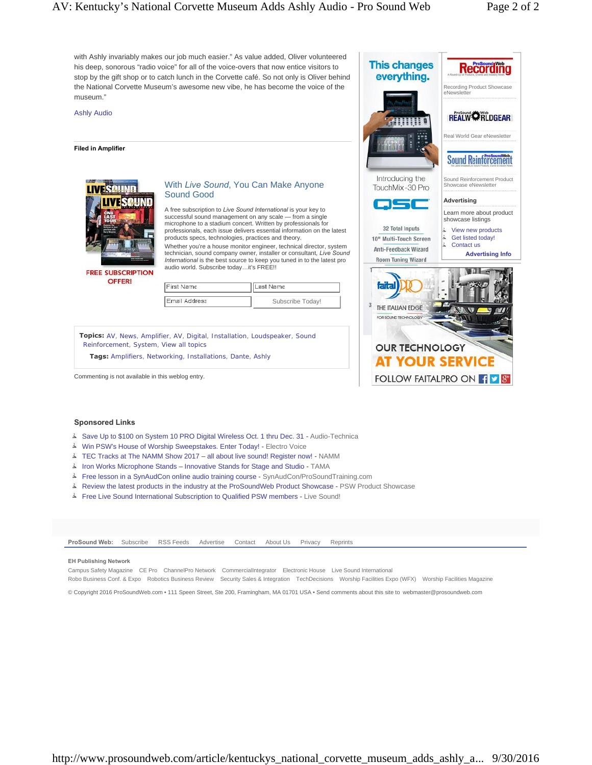with Ashly invariably makes our job much easier." As value added, Oliver volunteered his deep, sonorous "radio voice" for all of the voice-overs that now entice visitors to stop by the gift shop or to catch lunch in the Corvette café. So not only is Oliver behind the National Corvette Museum's awesome new vibe, he has become the voice of the museum."

Ashly Audio

**Filed in Amplifier**

FREE SUBSCRIPTION OFFER!

### With *Live Sound*, You Can Make Anyone Sound Good

A free subscription to *Live Sound International* is your key to successful sound management on any scale — from a single microphone to a stadium concert. Written by professionals for professionals, each issue delivers essential information on the latest products specs, technologies, practices and theory.

Whether you're a house monitor engineer, technical director, system technician, sound company owner, installer or consultant, *Live Sound International* is the best source to keep you tuned in to the latest pro audio world. Subscribe today…it's FREE!!

First Name | Last Name
Email Address | Subscribe Today!

**Topics:** AV, News, Amplifier, AV, Digital, Installation, Loudspeaker, Sound Reinforcement, System, View all topics

**Tags:** Amplifiers, Networking, Installations, Dante, Ashly

Commenting is not available in this weblog entry.

This changes everything.

Introducing the TouchMix-30 Pro

QSC

32 Total Inputs
10" Multi-Touch Screen
Anti-Feedback Wizard
Room Tuning Wizard

Recording Product Showcase eNewsletter

Real World Gear eNewsletter

Sound Reinforcement Product Showcase eNewsletter

**Advertising**

Learn more about product showcase listings

- View new products
- Get listed today!
- Contact us

**Advertising Info**

faitalPRO
THE ITALIAN EDGE FOR SOUND TECHNOLOGY
OUR TECHNOLOGY AT YOUR SERVICE
FOLLOW FAITALPRO ON

### Sponsored Links

- Save Up to $100 on System 10 PRO Digital Wireless Oct. 1 thru Dec. 31 - Audio-Technica
- Win PSW's House of Worship Sweepstakes. Enter Today! - Electro Voice
- TEC Tracks at The NAMM Show 2017 – all about live sound! Register now! - NAMM
- Iron Works Microphone Stands – Innovative Stands for Stage and Studio - TAMA
- Free lesson in a SynAudCon online audio training course - SynAudCon/ProSoundTraining.com
- Review the latest products in the industry at the ProSoundWeb Product Showcase - PSW Product Showcase
- Free Live Sound International Subscription to Qualified PSW members - Live Sound!

**ProSound Web:** Subscribe RSS Feeds Advertise Contact About Us Privacy Reprints

**EH Publishing Network**

Campus Safety Magazine CE Pro ChannelPro Network CommercialIntegrator Electronic House Live Sound International
Robo Business Conf. & Expo Robotics Business Review Security Sales & Integration TechDecisions Worship Facilities Expo (WFX) Worship Facilities Magazine

© Copyright 2016 ProSoundWeb.com • 111 Speen Street, Ste 200, Framingham, MA 01701 USA • Send comments about this site to webmaster@prosoundweb.com